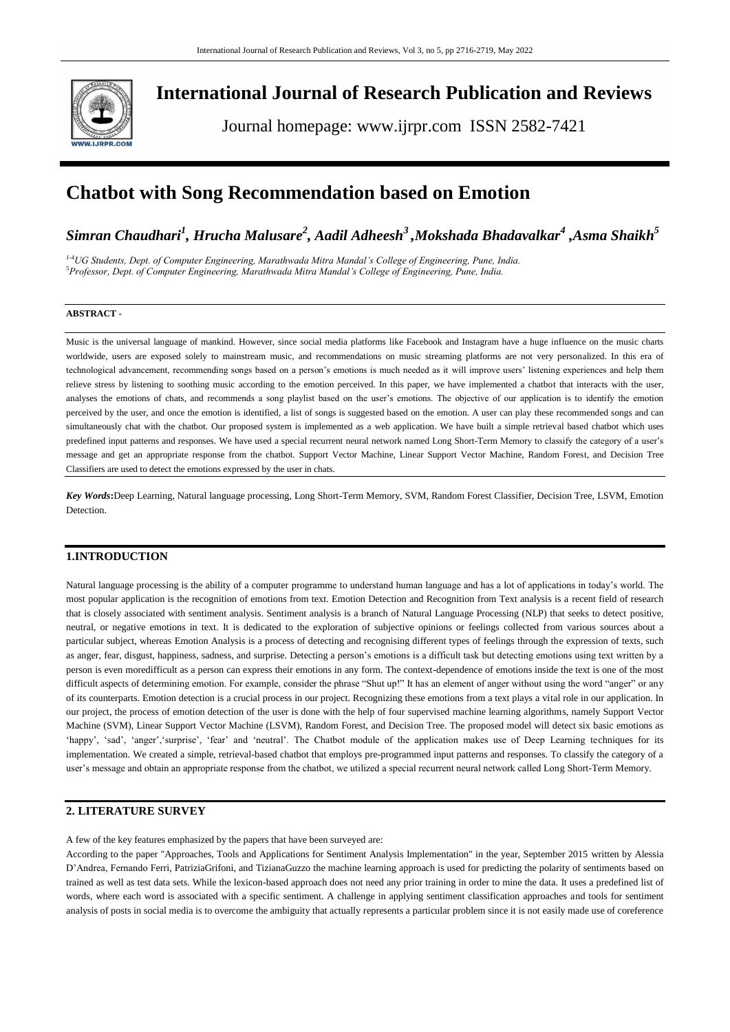# International Journal of Research Publication and Reviews

Journal homepage: www.ijrpr.com ISSN 2582-7421

# Chatbot with Song Recommendation based on Emotion

***Simran Chaudhari[1], Hrucha Malusare[2], Aadil Adheesh[3], Mokshada Bhadavalkar[4], Asma Shaikh[5]***

*[1-4]UG Students, Dept. of Computer Engineering, Marathwada Mitra Mandal's College of Engineering, Pune, India.*
*[5]Professor, Dept. of Computer Engineering, Marathwada Mitra Mandal's College of Engineering, Pune, India.*

**ABSTRACT -**

Music is the universal language of mankind. However, since social media platforms like Facebook and Instagram have a huge influence on the music charts worldwide, users are exposed solely to mainstream music, and recommendations on music streaming platforms are not very personalized. In this era of technological advancement, recommending songs based on a person's emotions is much needed as it will improve users' listening experiences and help them relieve stress by listening to soothing music according to the emotion perceived. In this paper, we have implemented a chatbot that interacts with the user, analyses the emotions of chats, and recommends a song playlist based on the user's emotions. The objective of our application is to identify the emotion perceived by the user, and once the emotion is identified, a list of songs is suggested based on the emotion. A user can play these recommended songs and can simultaneously chat with the chatbot. Our proposed system is implemented as a web application. We have built a simple retrieval based chatbot which uses predefined input patterns and responses. We have used a special recurrent neural network named Long Short-Term Memory to classify the category of a user's message and get an appropriate response from the chatbot. Support Vector Machine, Linear Support Vector Machine, Random Forest, and Decision Tree Classifiers are used to detect the emotions expressed by the user in chats.

***Key Words*:** Deep Learning, Natural language processing, Long Short-Term Memory, SVM, Random Forest Classifier, Decision Tree, LSVM, Emotion Detection.

## 1.INTRODUCTION

Natural language processing is the ability of a computer programme to understand human language and has a lot of applications in today's world. The most popular application is the recognition of emotions from text. Emotion Detection and Recognition from Text analysis is a recent field of research that is closely associated with sentiment analysis. Sentiment analysis is a branch of Natural Language Processing (NLP) that seeks to detect positive, neutral, or negative emotions in text. It is dedicated to the exploration of subjective opinions or feelings collected from various sources about a particular subject, whereas Emotion Analysis is a process of detecting and recognising different types of feelings through the expression of texts, such as anger, fear, disgust, happiness, sadness, and surprise. Detecting a person's emotions is a difficult task but detecting emotions using text written by a person is even moredifficult as a person can express their emotions in any form. The context-dependence of emotions inside the text is one of the most difficult aspects of determining emotion. For example, consider the phrase "Shut up!" It has an element of anger without using the word "anger" or any of its counterparts. Emotion detection is a crucial process in our project. Recognizing these emotions from a text plays a vital role in our application. In our project, the process of emotion detection of the user is done with the help of four supervised machine learning algorithms, namely Support Vector Machine (SVM), Linear Support Vector Machine (LSVM), Random Forest, and Decision Tree. The proposed model will detect six basic emotions as 'happy', 'sad', 'anger','surprise', 'fear' and 'neutral'. The Chatbot module of the application makes use of Deep Learning techniques for its implementation. We created a simple, retrieval-based chatbot that employs pre-programmed input patterns and responses. To classify the category of a user's message and obtain an appropriate response from the chatbot, we utilized a special recurrent neural network called Long Short-Term Memory.

## 2. LITERATURE SURVEY

A few of the key features emphasized by the papers that have been surveyed are:

According to the paper "Approaches, Tools and Applications for Sentiment Analysis Implementation" in the year, September 2015 written by Alessia D'Andrea, Fernando Ferri, PatriziaGrifoni, and TizianaGuzzo the machine learning approach is used for predicting the polarity of sentiments based on trained as well as test data sets. While the lexicon-based approach does not need any prior training in order to mine the data. It uses a predefined list of words, where each word is associated with a specific sentiment. A challenge in applying sentiment classification approaches and tools for sentiment analysis of posts in social media is to overcome the ambiguity that actually represents a particular problem since it is not easily made use of coreference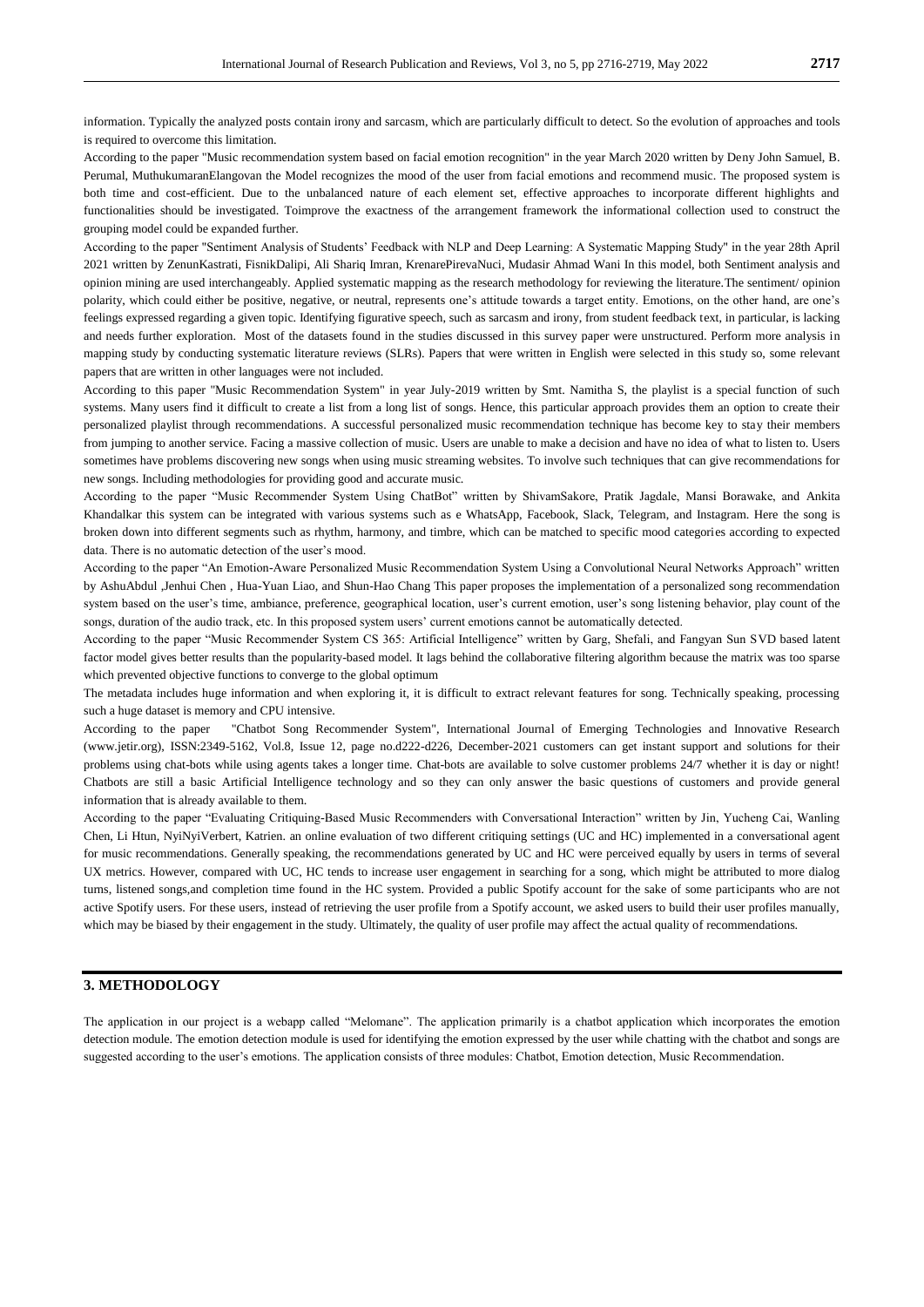information. Typically the analyzed posts contain irony and sarcasm, which are particularly difficult to detect. So the evolution of approaches and tools is required to overcome this limitation.

According to the paper "Music recommendation system based on facial emotion recognition" in the year March 2020 written by Deny John Samuel, B. Perumal, MuthukumaranElangovan the Model recognizes the mood of the user from facial emotions and recommend music. The proposed system is both time and cost-efficient. Due to the unbalanced nature of each element set, effective approaches to incorporate different highlights and functionalities should be investigated. Toimprove the exactness of the arrangement framework the informational collection used to construct the grouping model could be expanded further.

According to the paper "Sentiment Analysis of Students' Feedback with NLP and Deep Learning: A Systematic Mapping Study" in the year 28th April 2021 written by ZenunKastrati, FisnikDalipi, Ali Shariq Imran, KrenarePirevaNuci, Mudasir Ahmad Wani In this model, both Sentiment analysis and opinion mining are used interchangeably. Applied systematic mapping as the research methodology for reviewing the literature.The sentiment/ opinion polarity, which could either be positive, negative, or neutral, represents one's attitude towards a target entity. Emotions, on the other hand, are one's feelings expressed regarding a given topic. Identifying figurative speech, such as sarcasm and irony, from student feedback text, in particular, is lacking and needs further exploration. Most of the datasets found in the studies discussed in this survey paper were unstructured. Perform more analysis in mapping study by conducting systematic literature reviews (SLRs). Papers that were written in English were selected in this study so, some relevant papers that are written in other languages were not included.

According to this paper "Music Recommendation System" in year July-2019 written by Smt. Namitha S, the playlist is a special function of such systems. Many users find it difficult to create a list from a long list of songs. Hence, this particular approach provides them an option to create their personalized playlist through recommendations. A successful personalized music recommendation technique has become key to stay their members from jumping to another service. Facing a massive collection of music. Users are unable to make a decision and have no idea of what to listen to. Users sometimes have problems discovering new songs when using music streaming websites. To involve such techniques that can give recommendations for new songs. Including methodologies for providing good and accurate music.

According to the paper "Music Recommender System Using ChatBot" written by ShivamSakore, Pratik Jagdale, Mansi Borawake, and Ankita Khandalkar this system can be integrated with various systems such as e WhatsApp, Facebook, Slack, Telegram, and Instagram. Here the song is broken down into different segments such as rhythm, harmony, and timbre, which can be matched to specific mood categories according to expected data. There is no automatic detection of the user's mood.

According to the paper "An Emotion-Aware Personalized Music Recommendation System Using a Convolutional Neural Networks Approach" written by AshuAbdul ,Jenhui Chen , Hua-Yuan Liao, and Shun-Hao Chang This paper proposes the implementation of a personalized song recommendation system based on the user's time, ambiance, preference, geographical location, user's current emotion, user's song listening behavior, play count of the songs, duration of the audio track, etc. In this proposed system users' current emotions cannot be automatically detected.

According to the paper "Music Recommender System CS 365: Artificial Intelligence" written by Garg, Shefali, and Fangyan Sun SVD based latent factor model gives better results than the popularity-based model. It lags behind the collaborative filtering algorithm because the matrix was too sparse which prevented objective functions to converge to the global optimum

The metadata includes huge information and when exploring it, it is difficult to extract relevant features for song. Technically speaking, processing such a huge dataset is memory and CPU intensive.

According to the paper "Chatbot Song Recommender System", International Journal of Emerging Technologies and Innovative Research (www.jetir.org), ISSN:2349-5162, Vol.8, Issue 12, page no.d222-d226, December-2021 customers can get instant support and solutions for their problems using chat-bots while using agents takes a longer time. Chat-bots are available to solve customer problems 24/7 whether it is day or night! Chatbots are still a basic Artificial Intelligence technology and so they can only answer the basic questions of customers and provide general information that is already available to them.

According to the paper "Evaluating Critiquing-Based Music Recommenders with Conversational Interaction" written by Jin, Yucheng Cai, Wanling Chen, Li Htun, NyiNyiVerbert, Katrien. an online evaluation of two different critiquing settings (UC and HC) implemented in a conversational agent for music recommendations. Generally speaking, the recommendations generated by UC and HC were perceived equally by users in terms of several UX metrics. However, compared with UC, HC tends to increase user engagement in searching for a song, which might be attributed to more dialog turns, listened songs,and completion time found in the HC system. Provided a public Spotify account for the sake of some participants who are not active Spotify users. For these users, instead of retrieving the user profile from a Spotify account, we asked users to build their user profiles manually, which may be biased by their engagement in the study. Ultimately, the quality of user profile may affect the actual quality of recommendations.

## 3. METHODOLOGY

The application in our project is a webapp called "Melomane". The application primarily is a chatbot application which incorporates the emotion detection module. The emotion detection module is used for identifying the emotion expressed by the user while chatting with the chatbot and songs are suggested according to the user's emotions. The application consists of three modules: Chatbot, Emotion detection, Music Recommendation.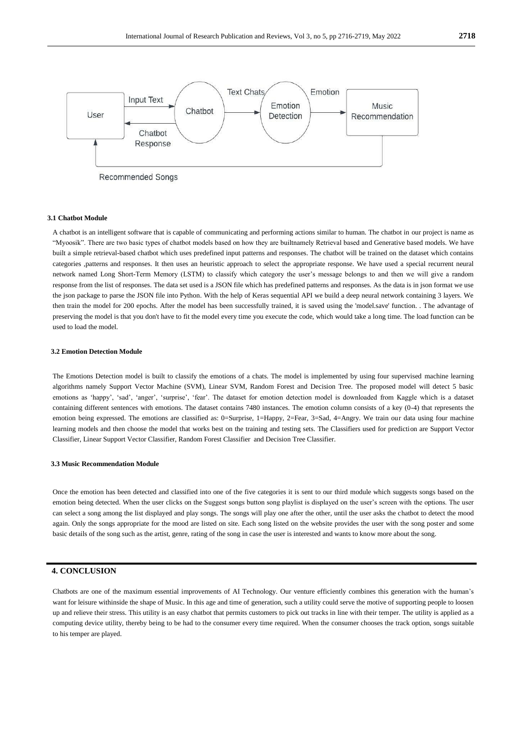### 3.1 Chatbot Module

A chatbot is an intelligent software that is capable of communicating and performing actions similar to human. The chatbot in our project is name as "Myoosik". There are two basic types of chatbot models based on how they are builtnamely Retrieval based and Generative based models. We have built a simple retrieval-based chatbot which uses predefined input patterns and responses. The chatbot will be trained on the dataset which contains categories ,patterns and responses. It then uses an heuristic approach to select the appropriate response. We have used a special recurrent neural network named Long Short-Term Memory (LSTM) to classify which category the user's message belongs to and then we will give a random response from the list of responses. The data set used is a JSON file which has predefined patterns and responses. As the data is in json format we use the json package to parse the JSON file into Python. With the help of Keras sequential API we build a deep neural network containing 3 layers. We then train the model for 200 epochs. After the model has been successfully trained, it is saved using the 'model.save' function. . The advantage of preserving the model is that you don't have to fit the model every time you execute the code, which would take a long time. The load function can be used to load the model.

### 3.2 Emotion Detection Module

The Emotions Detection model is built to classify the emotions of a chats. The model is implemented by using four supervised machine learning algorithms namely Support Vector Machine (SVM), Linear SVM, Random Forest and Decision Tree. The proposed model will detect 5 basic emotions as 'happy', 'sad', 'anger', 'surprise', 'fear'. The dataset for emotion detection model is downloaded from Kaggle which is a dataset containing different sentences with emotions. The dataset contains 7480 instances. The emotion column consists of a key (0-4) that represents the emotion being expressed. The emotions are classified as: 0=Surprise, 1=Happy, 2=Fear, 3=Sad, 4=Angry. We train our data using four machine learning models and then choose the model that works best on the training and testing sets. The Classifiers used for prediction are Support Vector Classifier, Linear Support Vector Classifier, Random Forest Classifier and Decision Tree Classifier.

### 3.3 Music Recommendation Module

Once the emotion has been detected and classified into one of the five categories it is sent to our third module which suggests songs based on the emotion being detected. When the user clicks on the Suggest songs button song playlist is displayed on the user's screen with the options. The user can select a song among the list displayed and play songs. The songs will play one after the other, until the user asks the chatbot to detect the mood again. Only the songs appropriate for the mood are listed on site. Each song listed on the website provides the user with the song poster and some basic details of the song such as the artist, genre, rating of the song in case the user is interested and wants to know more about the song.

## 4. CONCLUSION

Chatbots are one of the maximum essential improvements of AI Technology. Our venture efficiently combines this generation with the human's want for leisure withinside the shape of Music. In this age and time of generation, such a utility could serve the motive of supporting people to loosen up and relieve their stress. This utility is an easy chatbot that permits customers to pick out tracks in line with their temper. The utility is applied as a computing device utility, thereby being to be had to the consumer every time required. When the consumer chooses the track option, songs suitable to his temper are played.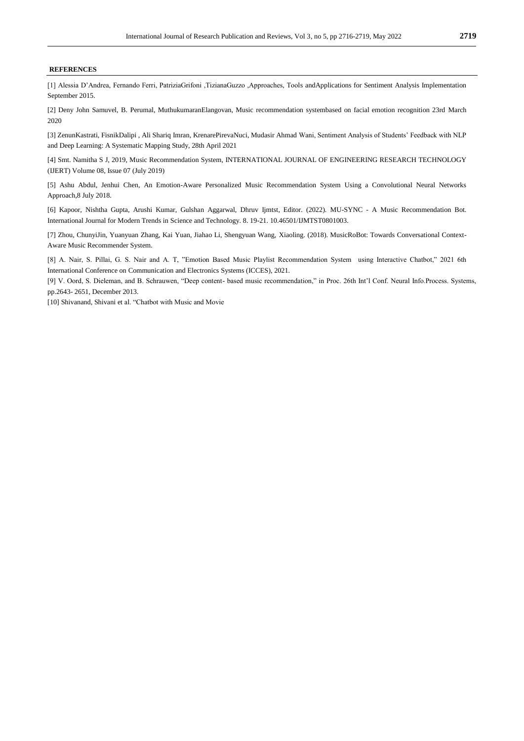## REFERENCES

[1] Alessia D'Andrea, Fernando Ferri, PatriziaGrifoni ,TizianaGuzzo ,Approaches, Tools andApplications for Sentiment Analysis Implementation September 2015.

[2] Deny John Samuvel, B. Perumal, MuthukumaranElangovan, Music recommendation systembased on facial emotion recognition 23rd March 2020

[3] ZenunKastrati, FisnikDalipi , Ali Shariq Imran, KrenarePirevaNuci, Mudasir Ahmad Wani, Sentiment Analysis of Students' Feedback with NLP and Deep Learning: A Systematic Mapping Study, 28th April 2021

[4] Smt. Namitha S J, 2019, Music Recommendation System, INTERNATIONAL JOURNAL OF ENGINEERING RESEARCH TECHNOLOGY (IJERT) Volume 08, Issue 07 (July 2019)

[5] Ashu Abdul, Jenhui Chen, An Emotion-Aware Personalized Music Recommendation System Using a Convolutional Neural Networks Approach,8 July 2018.

[6] Kapoor, Nishtha Gupta, Arushi Kumar, Gulshan Aggarwal, Dhruv Ijmtst, Editor. (2022). MU-SYNC - A Music Recommendation Bot. International Journal for Modern Trends in Science and Technology. 8. 19-21. 10.46501/IJMTST0801003.

[7] Zhou, ChunyiJin, Yuanyuan Zhang, Kai Yuan, Jiahao Li, Shengyuan Wang, Xiaoling. (2018). MusicRoBot: Towards Conversational Context-Aware Music Recommender System.

[8] A. Nair, S. Pillai, G. S. Nair and A. T, "Emotion Based Music Playlist Recommendation System using Interactive Chatbot," 2021 6th International Conference on Communication and Electronics Systems (ICCES), 2021.

[9] V. Oord, S. Dieleman, and B. Schrauwen, "Deep content- based music recommendation," in Proc. 26th Int'l Conf. Neural Info.Process. Systems, pp.2643- 2651, December 2013.

[10] Shivanand, Shivani et al. "Chatbot with Music and Movie